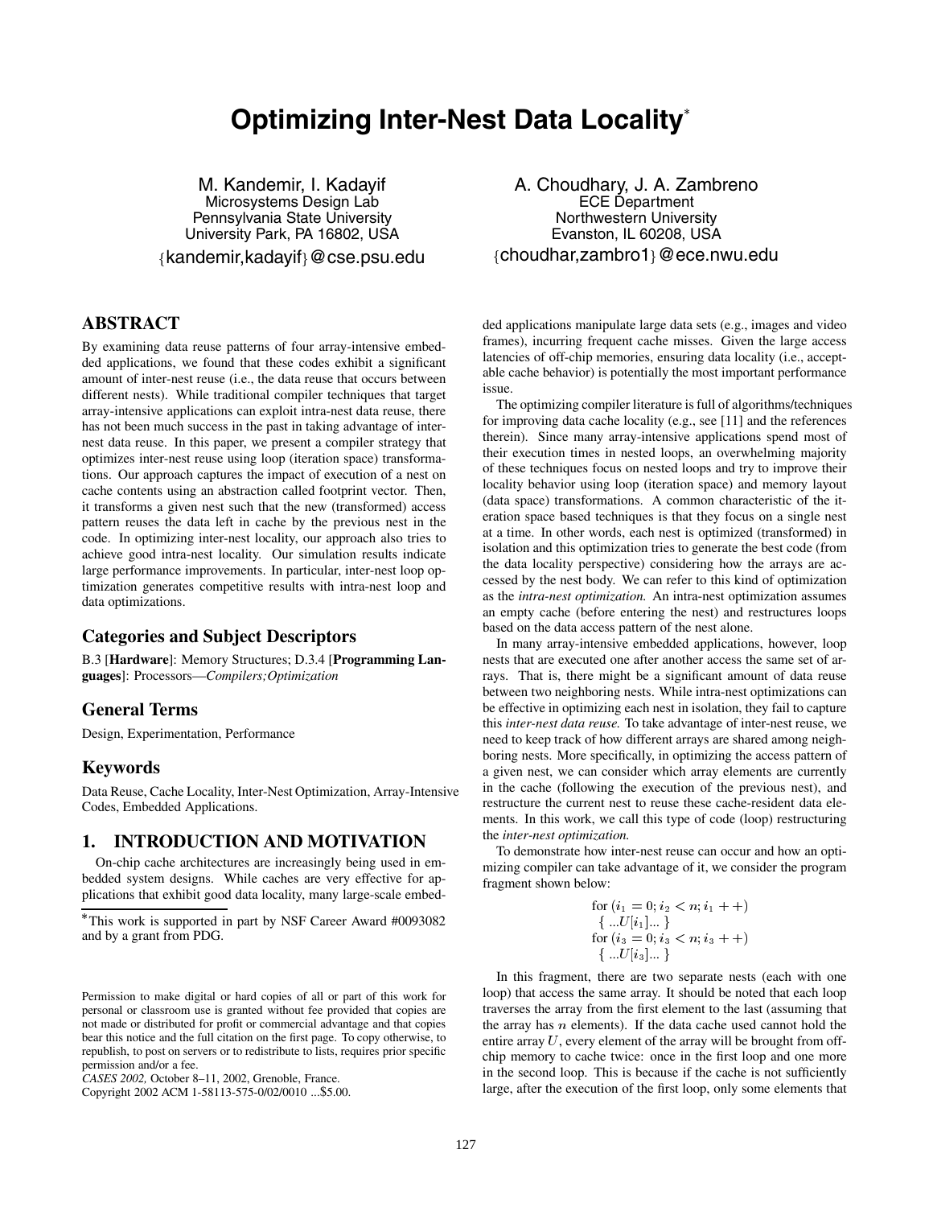# Optimizing Inter-Nest Data Locality*

M. Kandemir, I. Kadayif
Microsystems Design Lab
Pennsylvania State University
University Park, PA 16802, USA
{kandemir,kadayif}@cse.psu.edu

A. Choudhary, J. A. Zambreno
ECE Department
Northwestern University
Evanston, IL 60208, USA
{choudhar,zambro1}@ece.nwu.edu

## ABSTRACT

By examining data reuse patterns of four array-intensive embedded applications, we found that these codes exhibit a significant amount of inter-nest reuse (i.e., the data reuse that occurs between different nests). While traditional compiler techniques that target array-intensive applications can exploit intra-nest data reuse, there has not been much success in the past in taking advantage of inter-nest data reuse. In this paper, we present a compiler strategy that optimizes inter-nest reuse using loop (iteration space) transformations. Our approach captures the impact of execution of a nest on cache contents using an abstraction called footprint vector. Then, it transforms a given nest such that the new (transformed) access pattern reuses the data left in cache by the previous nest in the code. In optimizing inter-nest locality, our approach also tries to achieve good intra-nest locality. Our simulation results indicate large performance improvements. In particular, inter-nest loop optimization generates competitive results with intra-nest loop and data optimizations.

## Categories and Subject Descriptors

B.3 [**Hardware**]: Memory Structures; D.3.4 [**Programming Languages**]: Processors—*Compilers;Optimization*

## General Terms

Design, Experimentation, Performance

## Keywords

Data Reuse, Cache Locality, Inter-Nest Optimization, Array-Intensive Codes, Embedded Applications.

## 1. INTRODUCTION AND MOTIVATION

On-chip cache architectures are increasingly being used in embedded system designs. While caches are very effective for applications that exhibit good data locality, many large-scale embedded applications manipulate large data sets (e.g., images and video frames), incurring frequent cache misses. Given the large access latencies of off-chip memories, ensuring data locality (i.e., acceptable cache behavior) is potentially the most important performance issue.

The optimizing compiler literature is full of algorithms/techniques for improving data cache locality (e.g., see [11] and the references therein). Since many array-intensive applications spend most of their execution times in nested loops, an overwhelming majority of these techniques focus on nested loops and try to improve their locality behavior using loop (iteration space) and memory layout (data space) transformations. A common characteristic of the iteration space based techniques is that they focus on a single nest at a time. In other words, each nest is optimized (transformed) in isolation and this optimization tries to generate the best code (from the data locality perspective) considering how the arrays are accessed by the nest body. We can refer to this kind of optimization as the *intra-nest optimization.* An intra-nest optimization assumes an empty cache (before entering the nest) and restructures loops based on the data access pattern of the nest alone.

In many array-intensive embedded applications, however, loop nests that are executed one after another access the same set of arrays. That is, there might be a significant amount of data reuse between two neighboring nests. While intra-nest optimizations can be effective in optimizing each nest in isolation, they fail to capture this *inter-nest data reuse.* To take advantage of inter-nest reuse, we need to keep track of how different arrays are shared among neighboring nests. More specifically, in optimizing the access pattern of a given nest, we can consider which array elements are currently in the cache (following the execution of the previous nest), and restructure the current nest to reuse these cache-resident data elements. In this work, we call this type of code (loop) restructuring the *inter-nest optimization.*

To demonstrate how inter-nest reuse can occur and how an optimizing compiler can take advantage of it, we consider the program fragment shown below:

$$\text{for } (i_1 = 0; i_2 < n; i_1 ++)$$
$$\{ \ ...U[i_1]... \ \}$$
$$\text{for } (i_3 = 0; i_3 < n; i_3 ++)$$
$$\{ \ ...U[i_3]... \ \}$$

In this fragment, there are two separate nests (each with one loop) that access the same array. It should be noted that each loop traverses the array from the first element to the last (assuming that the array has $n$ elements). If the data cache used cannot hold the entire array $U$, every element of the array will be brought from off-chip memory to cache twice: once in the first loop and one more in the second loop. This is because if the cache is not sufficiently large, after the execution of the first loop, only some elements that

*This work is supported in part by NSF Career Award #0093082 and by a grant from PDG.

Permission to make digital or hard copies of all or part of this work for personal or classroom use is granted without fee provided that copies are not made or distributed for profit or commercial advantage and that copies bear this notice and the full citation on the first page. To copy otherwise, to republish, to post on servers or to redistribute to lists, requires prior specific permission and/or a fee.
*CASES 2002,* October 8–11, 2002, Grenoble, France.
Copyright 2002 ACM 1-58113-575-0/02/0010 ...$5.00.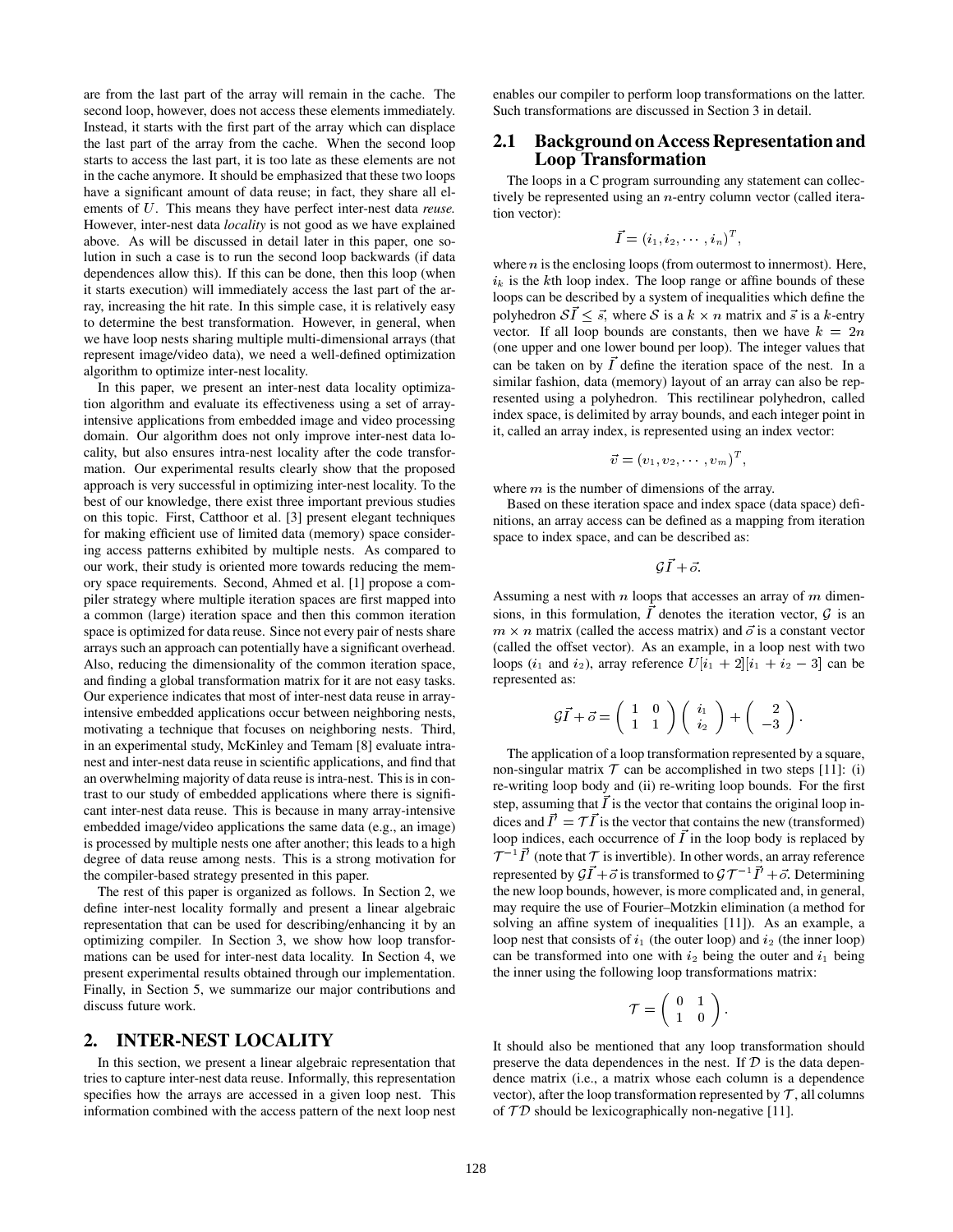are from the last part of the array will remain in the cache. The second loop, however, does not access these elements immediately. Instead, it starts with the first part of the array which can displace the last part of the array from the cache. When the second loop starts to access the last part, it is too late as these elements are not in the cache anymore. It should be emphasized that these two loops have a significant amount of data reuse; in fact, they share all elements of $U$. This means they have perfect inter-nest data *reuse*. However, inter-nest data *locality* is not good as we have explained above. As will be discussed in detail later in this paper, one solution in such a case is to run the second loop backwards (if data dependences allow this). If this can be done, then this loop (when it starts execution) will immediately access the last part of the array, increasing the hit rate. In this simple case, it is relatively easy to determine the best transformation. However, in general, when we have loop nests sharing multiple multi-dimensional arrays (that represent image/video data), we need a well-defined optimization algorithm to optimize inter-nest locality.

In this paper, we present an inter-nest data locality optimization algorithm and evaluate its effectiveness using a set of array-intensive applications from embedded image and video processing domain. Our algorithm does not only improve inter-nest data locality, but also ensures intra-nest locality after the code transformation. Our experimental results clearly show that the proposed approach is very successful in optimizing inter-nest locality. To the best of our knowledge, there exist three important previous studies on this topic. First, Catthoor et al. [3] present elegant techniques for making efficient use of limited data (memory) space considering access patterns exhibited by multiple nests. As compared to our work, their study is oriented more towards reducing the memory space requirements. Second, Ahmed et al. [1] propose a compiler strategy where multiple iteration spaces are first mapped into a common (large) iteration space and then this common iteration space is optimized for data reuse. Since not every pair of nests share arrays such an approach can potentially have a significant overhead. Also, reducing the dimensionality of the common iteration space, and finding a global transformation matrix for it are not easy tasks. Our experience indicates that most of inter-nest data reuse in array-intensive embedded applications occur between neighboring nests, motivating a technique that focuses on neighboring nests. Third, in an experimental study, McKinley and Temam [8] evaluate intra-nest and inter-nest data reuse in scientific applications, and find that an overwhelming majority of data reuse is intra-nest. This is in contrast to our study of embedded applications where there is significant inter-nest data reuse. This is because in many array-intensive embedded image/video applications the same data (e.g., an image) is processed by multiple nests one after another; this leads to a high degree of data reuse among nests. This is a strong motivation for the compiler-based strategy presented in this paper.

The rest of this paper is organized as follows. In Section 2, we define inter-nest locality formally and present a linear algebraic representation that can be used for describing/enhancing it by an optimizing compiler. In Section 3, we show how loop transformations can be used for inter-nest data locality. In Section 4, we present experimental results obtained through our implementation. Finally, in Section 5, we summarize our major contributions and discuss future work.

## 2. INTER-NEST LOCALITY

In this section, we present a linear algebraic representation that tries to capture inter-nest data reuse. Informally, this representation specifies how the arrays are accessed in a given loop nest. This information combined with the access pattern of the next loop nest enables our compiler to perform loop transformations on the latter. Such transformations are discussed in Section 3 in detail.

### 2.1 Background on Access Representation and Loop Transformation

The loops in a C program surrounding any statement can collectively be represented using an $n$-entry column vector (called iteration vector):

$$\vec{I} = (i_1, i_2, \cdots, i_n)^T,$$

where $n$ is the enclosing loops (from outermost to innermost). Here, $i_k$ is the $k$th loop index. The loop range or affine bounds of these loops can be described by a system of inequalities which define the polyhedron $\mathcal{S}\vec{I} \le \vec{s}$, where $\mathcal{S}$ is a $k \times n$ matrix and $\vec{s}$ is a $k$-entry vector. If all loop bounds are constants, then we have $k = 2n$ (one upper and one lower bound per loop). The integer values that can be taken on by $\vec{I}$ define the iteration space of the nest. In a similar fashion, data (memory) layout of an array can also be represented using a polyhedron. This rectilinear polyhedron, called index space, is delimited by array bounds, and each integer point in it, called an array index, is represented using an index vector:

$$\vec{v} = (v_1, v_2, \cdots, v_m)^T,$$

where $m$ is the number of dimensions of the array.

Based on these iteration space and index space (data space) definitions, an array access can be defined as a mapping from iteration space to index space, and can be described as:

$$\mathcal{G}\vec{I} + \vec{o}.$$

Assuming a nest with $n$ loops that accesses an array of $m$ dimensions, in this formulation, $\vec{I}$ denotes the iteration vector, $\mathcal{G}$ is an $m \times n$ matrix (called the access matrix) and $\vec{o}$ is a constant vector (called the offset vector). As an example, in a loop nest with two loops ($i_1$ and $i_2$), array reference $U[i_1 + 2][i_1 + i_2 - 3]$ can be represented as:

$$\mathcal{G}\vec{I} + \vec{o} = \begin{pmatrix} 1 & 0 \\ 1 & 1 \end{pmatrix} \begin{pmatrix} i_1 \\ i_2 \end{pmatrix} + \begin{pmatrix} 2 \\ -3 \end{pmatrix}.$$

The application of a loop transformation represented by a square, non-singular matrix $\mathcal{T}$ can be accomplished in two steps [11]: (i) re-writing loop body and (ii) re-writing loop bounds. For the first step, assuming that $\vec{I}$ is the vector that contains the original loop indices and $\vec{I'} = \mathcal{T}\vec{I}$ is the vector that contains the new (transformed) loop indices, each occurrence of $\vec{I}$ in the loop body is replaced by $\mathcal{T}^{-1}\vec{I'}$ (note that $\mathcal{T}$ is invertible). In other words, an array reference represented by $\mathcal{G}\vec{I} + \vec{o}$ is transformed to $\mathcal{G}\mathcal{T}^{-1}\vec{I'} + \vec{o}$. Determining the new loop bounds, however, is more complicated and, in general, may require the use of Fourier–Motzkin elimination (a method for solving an affine system of inequalities [11]). As an example, a loop nest that consists of $i_1$ (the outer loop) and $i_2$ (the inner loop) can be transformed into one with $i_2$ being the outer and $i_1$ being the inner using the following loop transformations matrix:

$$\mathcal{T} = \begin{pmatrix} 0 & 1 \\ 1 & 0 \end{pmatrix}.$$

It should also be mentioned that any loop transformation should preserve the data dependences in the nest. If $\mathcal{D}$ is the data dependence matrix (i.e., a matrix whose each column is a dependence vector), after the loop transformation represented by $\mathcal{T}$, all columns of $\mathcal{T}\mathcal{D}$ should be lexicographically non-negative [11].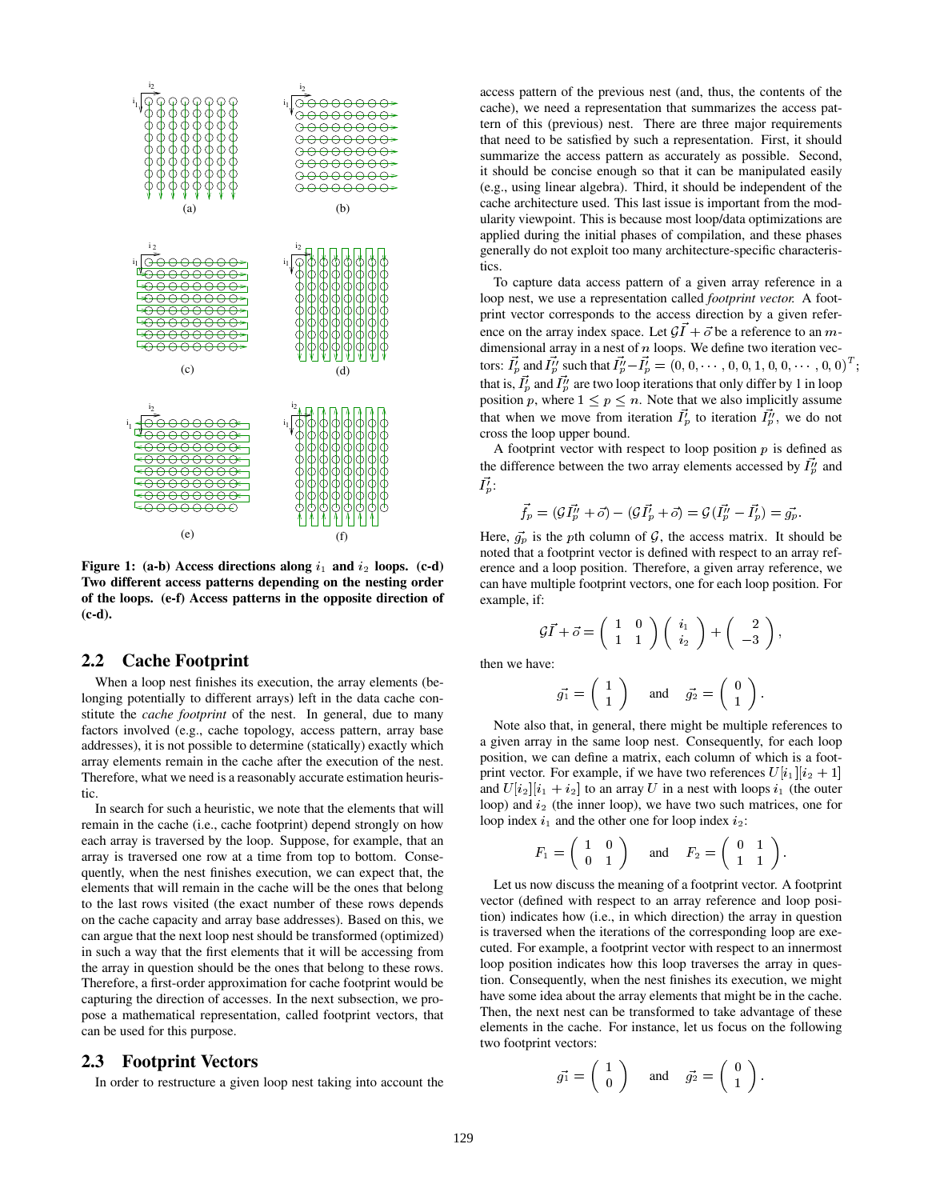(a) (b) (c) (d) (e) (f)

**Figure 1: (a-b) Access directions along $i_1$ and $i_2$ loops. (c-d) Two different access patterns depending on the nesting order of the loops. (e-f) Access patterns in the opposite direction of (c-d).**

## 2.2 Cache Footprint

When a loop nest finishes its execution, the array elements (belonging potentially to different arrays) left in the data cache constitute the *cache footprint* of the nest. In general, due to many factors involved (e.g., cache topology, access pattern, array base addresses), it is not possible to determine (statically) exactly which array elements remain in the cache after the execution of the nest. Therefore, what we need is a reasonably accurate estimation heuristic.

In search for such a heuristic, we note that the elements that will remain in the cache (i.e., cache footprint) depend strongly on how each array is traversed by the loop. Suppose, for example, that an array is traversed one row at a time from top to bottom. Consequently, when the nest finishes execution, we can expect that, the elements that will remain in the cache will be the ones that belong to the last rows visited (the exact number of these rows depends on the cache capacity and array base addresses). Based on this, we can argue that the next loop nest should be transformed (optimized) in such a way that the first elements that it will be accessing from the array in question should be the ones that belong to these rows. Therefore, a first-order approximation for cache footprint would be capturing the direction of accesses. In the next subsection, we propose a mathematical representation, called footprint vectors, that can be used for this purpose.

## 2.3 Footprint Vectors

In order to restructure a given loop nest taking into account the access pattern of the previous nest (and, thus, the contents of the cache), we need a representation that summarizes the access pattern of this (previous) nest. There are three major requirements that need to be satisfied by such a representation. First, it should summarize the access pattern as accurately as possible. Second, it should be concise enough so that it can be manipulated easily (e.g., using linear algebra). Third, it should be independent of the cache architecture used. This last issue is important from the modularity viewpoint. This is because most loop/data optimizations are applied during the initial phases of compilation, and these phases generally do not exploit too many architecture-specific characteristics.

To capture data access pattern of a given array reference in a loop nest, we use a representation called *footprint vector*. A footprint vector corresponds to the access direction by a given reference on the array index space. Let $\mathcal{G}\vec{I} + \vec{o}$ be a reference to an $m$-dimensional array in a nest of $n$ loops. We define two iteration vectors: $\vec{I_p'}$ and $\vec{I_p''}$ such that $\vec{I_p''} - \vec{I_p'} = (0, 0, \cdots, 0, 0, 1, 0, 0, \cdots, 0, 0)^T$; that is, $\vec{I_p'}$ and $\vec{I_p''}$ are two loop iterations that only differ by 1 in loop position $p$, where $1 \leq p \leq n$. Note that we also implicitly assume that when we move from iteration $\vec{I_p'}$ to iteration $\vec{I_p''}$, we do not cross the loop upper bound.

A footprint vector with respect to loop position $p$ is defined as the difference between the two array elements accessed by $\vec{I_p''}$ and $\vec{I_p'}$:

$$\vec{f_p} = (\mathcal{G}\vec{I_p''} + \vec{o}) - (\mathcal{G}\vec{I_p'} + \vec{o}) = \mathcal{G}(\vec{I_p''} - \vec{I_p'}) = \vec{g_p}.$$

Here, $\vec{g_p}$ is the $p$th column of $\mathcal{G}$, the access matrix. It should be noted that a footprint vector is defined with respect to an array reference and a loop position. Therefore, a given array reference, we can have multiple footprint vectors, one for each loop position. For example, if:

$$\mathcal{G}\vec{I} + \vec{o} = \begin{pmatrix} 1 & 0 \\ 1 & 1 \end{pmatrix} \begin{pmatrix} i_1 \\ i_2 \end{pmatrix} + \begin{pmatrix} 2 \\ -3 \end{pmatrix},$$

then we have:

$$\vec{g_1} = \begin{pmatrix} 1 \\ 1 \end{pmatrix} \quad \text{and} \quad \vec{g_2} = \begin{pmatrix} 0 \\ 1 \end{pmatrix}.$$

Note also that, in general, there might be multiple references to a given array in the same loop nest. Consequently, for each loop position, we can define a matrix, each column of which is a footprint vector. For example, if we have two references $U[i_1][i_2+1]$ and $U[i_2][i_1+i_2]$ to an array $U$ in a nest with loops $i_1$ (the outer loop) and $i_2$ (the inner loop), we have two such matrices, one for loop index $i_1$ and the other one for loop index $i_2$:

$$F_1 = \begin{pmatrix} 1 & 0 \\ 0 & 1 \end{pmatrix} \quad \text{and} \quad F_2 = \begin{pmatrix} 0 & 1 \\ 1 & 1 \end{pmatrix}.$$

Let us now discuss the meaning of a footprint vector. A footprint vector (defined with respect to an array reference and loop position) indicates how (i.e., in which direction) the array in question is traversed when the iterations of the corresponding loop are executed. For example, a footprint vector with respect to an innermost loop position indicates how this loop traverses the array in question. Consequently, when the nest finishes its execution, we might have some idea about the array elements that might be in the cache. Then, the next nest can be transformed to take advantage of these elements in the cache. For instance, let us focus on the following two footprint vectors:

$$\vec{g_1} = \begin{pmatrix} 1 \\ 0 \end{pmatrix} \quad \text{and} \quad \vec{g_2} = \begin{pmatrix} 0 \\ 1 \end{pmatrix}.$$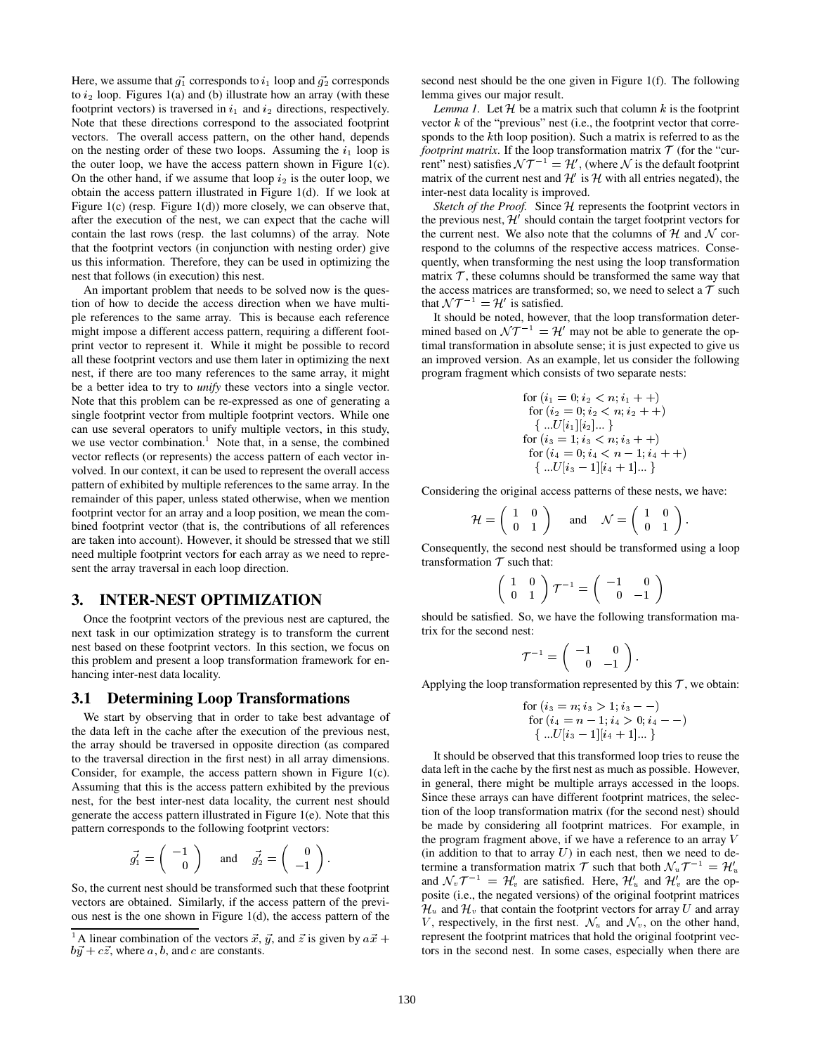Here, we assume that $\vec{g_1}$ corresponds to $i_1$ loop and $\vec{g_2}$ corresponds to $i_2$ loop. Figures 1(a) and (b) illustrate how an array (with these footprint vectors) is traversed in $i_1$ and $i_2$ directions, respectively. Note that these directions correspond to the associated footprint vectors. The overall access pattern, on the other hand, depends on the nesting order of these two loops. Assuming the $i_1$ loop is the outer loop, we have the access pattern shown in Figure 1(c). On the other hand, if we assume that loop $i_2$ is the outer loop, we obtain the access pattern illustrated in Figure 1(d). If we look at Figure 1(c) (resp. Figure 1(d)) more closely, we can observe that, after the execution of the nest, we can expect that the cache will contain the last rows (resp. the last columns) of the array. Note that the footprint vectors (in conjunction with nesting order) give us this information. Therefore, they can be used in optimizing the nest that follows (in execution) this nest.

An important problem that needs to be solved now is the question of how to decide the access direction when we have multiple references to the same array. This is because each reference might impose a different access pattern, requiring a different footprint vector to represent it. While it might be possible to record all these footprint vectors and use them later in optimizing the next nest, if there are too many references to the same array, it might be a better idea to try to *unify* these vectors into a single vector. Note that this problem can be re-expressed as one of generating a single footprint vector from multiple footprint vectors. While one can use several operators to unify multiple vectors, in this study, we use vector combination.[1] Note that, in a sense, the combined vector reflects (or represents) the access pattern of each vector involved. In our context, it can be used to represent the overall access pattern of exhibited by multiple references to the same array. In the remainder of this paper, unless stated otherwise, when we mention footprint vector for an array and a loop position, we mean the combined footprint vector (that is, the contributions of all references are taken into account). However, it should be stressed that we still need multiple footprint vectors for each array as we need to represent the array traversal in each loop direction.

## 3. INTER-NEST OPTIMIZATION

Once the footprint vectors of the previous nest are captured, the next task in our optimization strategy is to transform the current nest based on these footprint vectors. In this section, we focus on this problem and present a loop transformation framework for enhancing inter-nest data locality.

### 3.1 Determining Loop Transformations

We start by observing that in order to take best advantage of the data left in the cache after the execution of the previous nest, the array should be traversed in opposite direction (as compared to the traversal direction in the first nest) in all array dimensions. Consider, for example, the access pattern shown in Figure 1(c). Assuming that this is the access pattern exhibited by the previous nest, for the best inter-nest data locality, the current nest should generate the access pattern illustrated in Figure 1(e). Note that this pattern corresponds to the following footprint vectors:

$$\vec{g_1'} = \begin{pmatrix} -1 \\ 0 \end{pmatrix} \quad \text{and} \quad \vec{g_2'} = \begin{pmatrix} 0 \\ -1 \end{pmatrix}.$$

So, the current nest should be transformed such that these footprint vectors are obtained. Similarly, if the access pattern of the previous nest is the one shown in Figure 1(d), the access pattern of the second nest should be the one given in Figure 1(f). The following lemma gives our major result.

*Lemma 1.* Let $\mathcal{H}$ be a matrix such that column $k$ is the footprint vector $k$ of the "previous" nest (i.e., the footprint vector that corresponds to the $k$th loop position). Such a matrix is referred to as the *footprint matrix*. If the loop transformation matrix $\mathcal{T}$ (for the "current" nest) satisfies $\mathcal{N}\mathcal{T}^{-1} = \mathcal{H}'$, (where $\mathcal{N}$ is the default footprint matrix of the current nest and $\mathcal{H}'$ is $\mathcal{H}$ with all entries negated), the inter-nest data locality is improved.

*Sketch of the Proof.* Since $\mathcal{H}$ represents the footprint vectors in the previous nest, $\mathcal{H}'$ should contain the target footprint vectors for the current nest. We also note that the columns of $\mathcal{H}$ and $\mathcal{N}$ correspond to the columns of the respective access matrices. Consequently, when transforming the nest using the loop transformation matrix $\mathcal{T}$, these columns should be transformed the same way that the access matrices are transformed; so, we need to select a $\mathcal{T}$ such that $\mathcal{N}\mathcal{T}^{-1} = \mathcal{H}'$ is satisfied.

It should be noted, however, that the loop transformation determined based on $\mathcal{N}\mathcal{T}^{-1} = \mathcal{H}'$ may not be able to generate the optimal transformation in absolute sense; it is just expected to give us an improved version. As an example, let us consider the following program fragment which consists of two separate nests:

```
for (i1 = 0; i2 < n; i1++)
  for (i2 = 0; i2 < n; i2++)
    { ...U[i1][i2]... }
for (i3 = 1; i3 < n; i3++)
  for (i4 = 0; i4 < n-1; i4++)
    { ...U[i3-1][i4+1]... }
```

Considering the original access patterns of these nests, we have:

$$\mathcal{H} = \begin{pmatrix} 1 & 0 \\ 0 & 1 \end{pmatrix} \quad \text{and} \quad \mathcal{N} = \begin{pmatrix} 1 & 0 \\ 0 & 1 \end{pmatrix}.$$

Consequently, the second nest should be transformed using a loop transformation $\mathcal{T}$ such that:

$$\begin{pmatrix} 1 & 0 \\ 0 & 1 \end{pmatrix} \mathcal{T}^{-1} = \begin{pmatrix} -1 & 0 \\ 0 & -1 \end{pmatrix}$$

should be satisfied. So, we have the following transformation matrix for the second nest:

$$\mathcal{T}^{-1} = \begin{pmatrix} -1 & 0 \\ 0 & -1 \end{pmatrix}.$$

Applying the loop transformation represented by this $\mathcal{T}$, we obtain:

```
for (i3 = n; i3 > 1; i3--)
  for (i4 = n-1; i4 > 0; i4--)
    { ...U[i3-1][i4+1]... }
```

It should be observed that this transformed loop tries to reuse the data left in the cache by the first nest as much as possible. However, in general, there might be multiple arrays accessed in the loops. Since these arrays can have different footprint matrices, the selection of the loop transformation matrix (for the second nest) should be made by considering all footprint matrices. For example, in the program fragment above, if we have a reference to an array $V$ (in addition to that to array $U$) in each nest, then we need to determine a transformation matrix $\mathcal{T}$ such that both $\mathcal{N}_u\mathcal{T}^{-1} = \mathcal{H}_u'$ and $\mathcal{N}_v\mathcal{T}^{-1} = \mathcal{H}_v'$ are satisfied. Here, $\mathcal{H}_u'$ and $\mathcal{H}_v'$ are the opposite (i.e., the negated versions) of the original footprint matrices $\mathcal{H}_u$ and $\mathcal{H}_v$ that contain the footprint vectors for array $U$ and array $V$, respectively, in the first nest. $\mathcal{N}_u$ and $\mathcal{N}_v$, on the other hand, represent the footprint matrices that hold the original footprint vectors in the second nest. In some cases, especially when there are

[1] A linear combination of the vectors $\vec{x}$, $\vec{y}$, and $\vec{z}$ is given by $a\vec{x} + b\vec{y} + c\vec{z}$, where $a$, $b$, and $c$ are constants.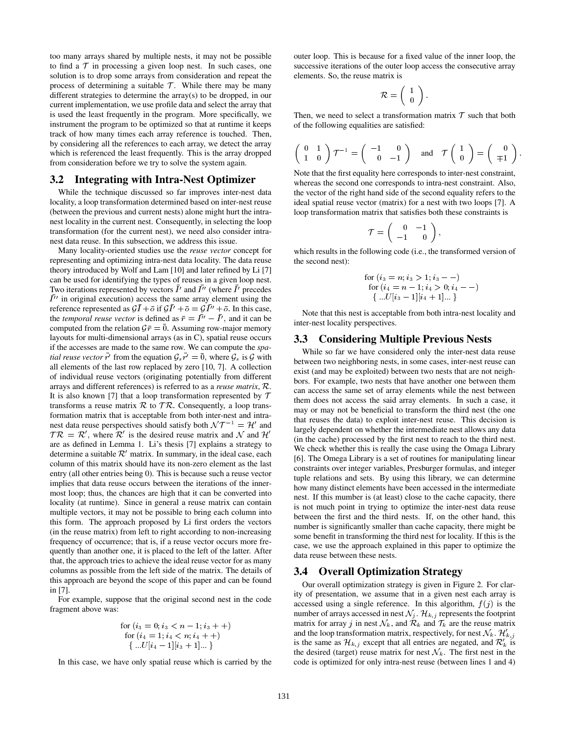too many arrays shared by multiple nests, it may not be possible to find a $\mathcal{T}$ in processing a given loop nest. In such cases, one solution is to drop some arrays from consideration and repeat the process of determining a suitable $\mathcal{T}$. While there may be many different strategies to determine the array(s) to be dropped, in our current implementation, we use profile data and select the array that is used the least frequently in the program. More specifically, we instrument the program to be optimized so that at runtime it keeps track of how many times each array reference is touched. Then, by considering all the references to each array, we detect the array which is referenced the least frequently. This is the array dropped from consideration before we try to solve the system again.

## 3.2 Integrating with Intra-Nest Optimizer

While the technique discussed so far improves inter-nest data locality, a loop transformation determined based on inter-nest reuse (between the previous and current nests) alone might hurt the intra-nest locality in the current nest. Consequently, in selecting the loop transformation (for the current nest), we need also consider intra-nest data reuse. In this subsection, we address this issue.

Many locality-oriented studies use the *reuse vector* concept for representing and optimizing intra-nest data locality. The data reuse theory introduced by Wolf and Lam [10] and later refined by Li [7] can be used for identifying the types of reuses in a given loop nest. Two iterations represented by vectors $\bar{I'}$ and $\bar{I''}$ (where $\bar{I'}$ precedes $\bar{I''}$ in original execution) access the same array element using the reference represented as $\mathcal{G}\bar{I} + \bar{o}$ if $\mathcal{G}\bar{I'} + \bar{o} = \mathcal{G}\bar{I''} + \bar{o}$. In this case, the *temporal reuse vector* is defined as $\bar{r} = \bar{I''} - \bar{I'}$, and it can be computed from the relation $\mathcal{G}\bar{r} = \bar{0}$. Assuming row-major memory layouts for multi-dimensional arrays (as in C), spatial reuse occurs if the accesses are made to the same row. We can compute the *spatial reuse vector* $\bar{r_s}$ from the equation $\mathcal{G}_s\bar{r_s} = \bar{0}$, where $\mathcal{G}_s$ is $\mathcal{G}$ with all elements of the last row replaced by zero [10, 7]. A collection of individual reuse vectors (originating potentially from different arrays and different references) is referred to as a *reuse matrix*, $\mathcal{R}$. It is also known [7] that a loop transformation represented by $\mathcal{T}$ transforms a reuse matrix $\mathcal{R}$ to $\mathcal{T}\mathcal{R}$. Consequently, a loop transformation matrix that is acceptable from both inter-nest and intra-nest data reuse perspectives should satisfy both $\mathcal{N}\mathcal{T}^{-1} = \mathcal{H}'$ and $\mathcal{T}\mathcal{R} = \mathcal{R}'$, where $\mathcal{R}'$ is the desired reuse matrix and $\mathcal{N}$ and $\mathcal{H}'$ are as defined in Lemma 1. Li's thesis [7] explains a strategy to determine a suitable $\mathcal{R}'$ matrix. In summary, in the ideal case, each column of this matrix should have its non-zero element as the last entry (all other entries being 0). This is because such a reuse vector implies that data reuse occurs between the iterations of the innermost loop; thus, the chances are high that it can be converted into locality (at runtime). Since in general a reuse matrix can contain multiple vectors, it may not be possible to bring each column into this form. The approach proposed by Li first orders the vectors (in the reuse matrix) from left to right according to non-increasing frequency of occurrence; that is, if a reuse vector occurs more frequently than another one, it is placed to the left of the latter. After that, the approach tries to achieve the ideal reuse vector for as many columns as possible from the left side of the matrix. The details of this approach are beyond the scope of this paper and can be found in [7].

For example, suppose that the original second nest in the code fragment above was:

```
for (i3 = 0; i3 < n − 1; i3 + +)
  for (i4 = 1; i4 < n; i4 + +)
    { ...U[i4 − 1][i3 + 1]... }
```

In this case, we have only spatial reuse which is carried by the outer loop. This is because for a fixed value of the inner loop, the successive iterations of the outer loop access the consecutive array elements. So, the reuse matrix is

$$\mathcal{R} = \begin{pmatrix} 1 \\ 0 \end{pmatrix}.$$

Then, we need to select a transformation matrix $\mathcal{T}$ such that both of the following equalities are satisfied:

$$\begin{pmatrix} 0 & 1 \\ 1 & 0 \end{pmatrix} \mathcal{T}^{-1} = \begin{pmatrix} -1 & 0 \\ 0 & -1 \end{pmatrix} \quad \text{and} \quad \mathcal{T} \begin{pmatrix} 1 \\ 0 \end{pmatrix} = \begin{pmatrix} 0 \\ \mp 1 \end{pmatrix}.$$

Note that the first equality here corresponds to inter-nest constraint, whereas the second one corresponds to intra-nest constraint. Also, the vector of the right hand side of the second equality refers to the ideal spatial reuse vector (matrix) for a nest with two loops [7]. A loop transformation matrix that satisfies both these constraints is

$$\mathcal{T} = \begin{pmatrix} 0 & -1 \\ -1 & 0 \end{pmatrix},$$

which results in the following code (i.e., the transformed version of the second nest):

```
for (i3 = n; i3 > 1; i3 − −)
  for (i4 = n − 1; i4 > 0; i4 − −)
    { ...U[i3 − 1][i4 + 1]... }
```

Note that this nest is acceptable from both intra-nest locality and inter-nest locality perspectives.

## 3.3 Considering Multiple Previous Nests

While so far we have considered only the inter-nest data reuse between two neighboring nests, in some cases, inter-nest reuse can exist (and may be exploited) between two nests that are not neighbors. For example, two nests that have another one between them can access the same set of array elements while the nest between them does not access the said array elements. In such a case, it may or may not be beneficial to transform the third nest (the one that reuses the data) to exploit inter-nest reuse. This decision is largely dependent on whether the intermediate nest allows any data (in the cache) processed by the first nest to reach to the third nest. We check whether this is really the case using the Omaga Library [6]. The Omega Library is a set of routines for manipulating linear constraints over integer variables, Presburger formulas, and integer tuple relations and sets. By using this library, we can determine how many distinct elements have been accessed in the intermediate nest. If this number is (at least) close to the cache capacity, there is not much point in trying to optimize the inter-nest data reuse between the first and the third nests. If, on the other hand, this number is significantly smaller than cache capacity, there might be some benefit in transforming the third nest for locality. If this is the case, we use the approach explained in this paper to optimize the data reuse between these nests.

## 3.4 Overall Optimization Strategy

Our overall optimization strategy is given in Figure 2. For clarity of presentation, we assume that in a given nest each array is accessed using a single reference. In this algorithm, $f(j)$ is the number of arrays accessed in nest $\mathcal{N}_j$. $\mathcal{H}_{k,j}$ represents the footprint matrix for array $j$ in nest $\mathcal{N}_k$, and $\mathcal{R}_k$ and $\mathcal{T}_k$ are the reuse matrix and the loop transformation matrix, respectively, for nest $\mathcal{N}_k$. $\mathcal{H}'_{k,j}$ is the same as $\mathcal{H}_{k,j}$ except that all entries are negated, and $\mathcal{R}'_k$ is the desired (target) reuse matrix for nest $\mathcal{N}_k$. The first nest in the code is optimized for only intra-nest reuse (between lines 1 and 4)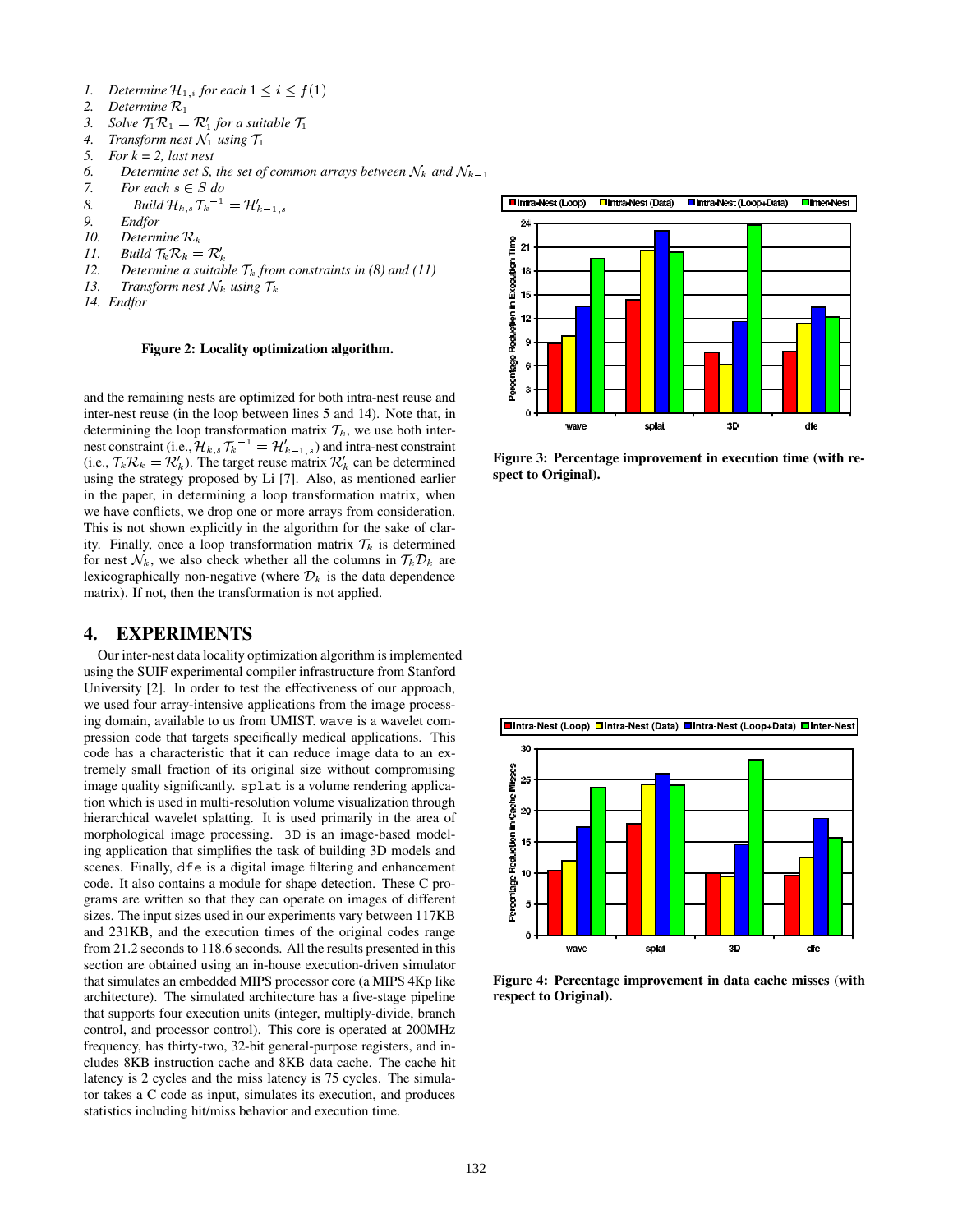1. Determine $\mathcal{H}_{1,i}$ for each $1 \leq i \leq f(1)$
2. Determine $\mathcal{R}_1$
3. Solve $\mathcal{T}_1\mathcal{R}_1 = \mathcal{R}'_1$ for a suitable $\mathcal{T}_1$
4. Transform nest $\mathcal{N}_1$ using $\mathcal{T}_1$
5. For k = 2, last nest
6. Determine set S, the set of common arrays between $\mathcal{N}_k$ and $\mathcal{N}_{k-1}$
7. For each $s \in S$ do
8. Build $\mathcal{H}_{k,s}\mathcal{T}_k^{-1} = \mathcal{H}'_{k-1,s}$
9. Endfor
10. Determine $\mathcal{R}_k$
11. Build $\mathcal{T}_k\mathcal{R}_k = \mathcal{R}'_k$
12. Determine a suitable $\mathcal{T}_k$ from constraints in (8) and (11)
13. Transform nest $\mathcal{N}_k$ using $\mathcal{T}_k$
14. Endfor

**Figure 2: Locality optimization algorithm.**

and the remaining nests are optimized for both intra-nest reuse and inter-nest reuse (in the loop between lines 5 and 14). Note that, in determining the loop transformation matrix $\mathcal{T}_k$, we use both inter-nest constraint (i.e., $\mathcal{H}_{k,s}\mathcal{T}_k^{-1} = \mathcal{H}'_{k-1,s}$) and intra-nest constraint (i.e., $\mathcal{T}_k\mathcal{R}_k = \mathcal{R}'_k$). The target reuse matrix $\mathcal{R}'_k$ can be determined using the strategy proposed by Li [7]. Also, as mentioned earlier in the paper, in determining a loop transformation matrix, when we have conflicts, we drop one or more arrays from consideration. This is not shown explicitly in the algorithm for the sake of clarity. Finally, once a loop transformation matrix $\mathcal{T}_k$ is determined for nest $\mathcal{N}_k$, we also check whether all the columns in $\mathcal{T}_k\mathcal{D}_k$ are lexicographically non-negative (where $\mathcal{D}_k$ is the data dependence matrix). If not, then the transformation is not applied.

## 4. EXPERIMENTS

Our inter-nest data locality optimization algorithm is implemented using the SUIF experimental compiler infrastructure from Stanford University [2]. In order to test the effectiveness of our approach, we used four array-intensive applications from the image processing domain, available to us from UMIST. wave is a wavelet compression code that targets specifically medical applications. This code has a characteristic that it can reduce image data to an extremely small fraction of its original size without compromising image quality significantly. splat is a volume rendering application which is used in multi-resolution volume visualization through hierarchical wavelet splatting. It is used primarily in the area of morphological image processing. 3D is an image-based modeling application that simplifies the task of building 3D models and scenes. Finally, dfe is a digital image filtering and enhancement code. It also contains a module for shape detection. These C programs are written so that they can operate on images of different sizes. The input sizes used in our experiments vary between 117KB and 231KB, and the execution times of the original codes range from 21.2 seconds to 118.6 seconds. All the results presented in this section are obtained using an in-house execution-driven simulator that simulates an embedded MIPS processor core (a MIPS 4Kp like architecture). The simulated architecture has a five-stage pipeline that supports four execution units (integer, multiply-divide, branch control, and processor control). This core is operated at 200MHz frequency, has thirty-two, 32-bit general-purpose registers, and includes 8KB instruction cache and 8KB data cache. The cache hit latency is 2 cycles and the miss latency is 75 cycles. The simulator takes a C code as input, simulates its execution, and produces statistics including hit/miss behavior and execution time.

**Figure 3: Percentage improvement in execution time (with respect to Original).**

**Figure 4: Percentage improvement in data cache misses (with respect to Original).**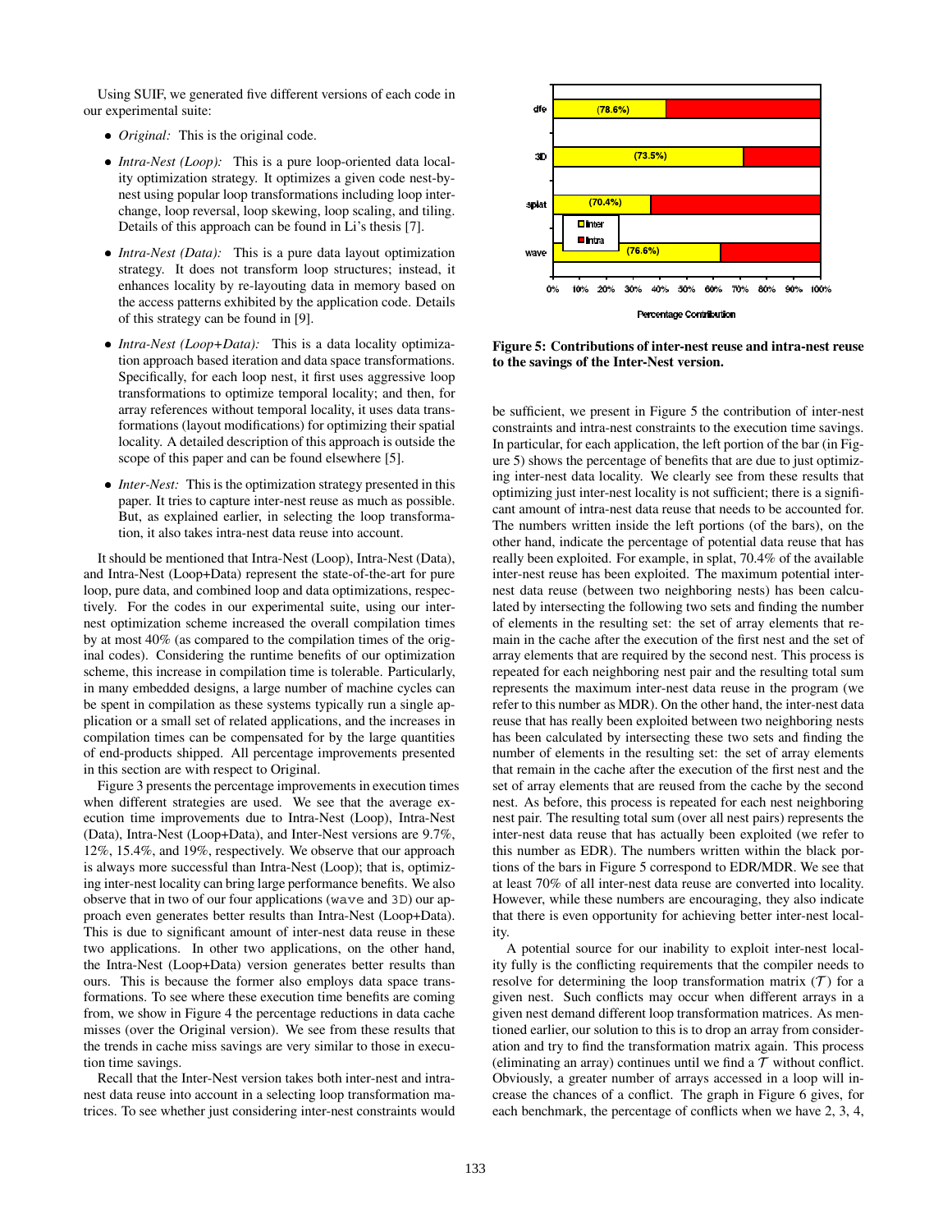Using SUIF, we generated five different versions of each code in our experimental suite:

- *Original:* This is the original code.
- *Intra-Nest (Loop):* This is a pure loop-oriented data locality optimization strategy. It optimizes a given code nest-by-nest using popular loop transformations including loop interchange, loop reversal, loop skewing, loop scaling, and tiling. Details of this approach can be found in Li's thesis [7].
- *Intra-Nest (Data):* This is a pure data layout optimization strategy. It does not transform loop structures; instead, it enhances locality by re-layouting data in memory based on the access patterns exhibited by the application code. Details of this strategy can be found in [9].
- *Intra-Nest (Loop+Data):* This is a data locality optimization approach based iteration and data space transformations. Specifically, for each loop nest, it first uses aggressive loop transformations to optimize temporal locality; and then, for array references without temporal locality, it uses data transformations (layout modifications) for optimizing their spatial locality. A detailed description of this approach is outside the scope of this paper and can be found elsewhere [5].
- *Inter-Nest:* This is the optimization strategy presented in this paper. It tries to capture inter-nest reuse as much as possible. But, as explained earlier, in selecting the loop transformation, it also takes intra-nest data reuse into account.

It should be mentioned that Intra-Nest (Loop), Intra-Nest (Data), and Intra-Nest (Loop+Data) represent the state-of-the-art for pure loop, pure data, and combined loop and data optimizations, respectively. For the codes in our experimental suite, using our inter-nest optimization scheme increased the overall compilation times by at most 40% (as compared to the compilation times of the original codes). Considering the runtime benefits of our optimization scheme, this increase in compilation time is tolerable. Particularly, in many embedded designs, a large number of machine cycles can be spent in compilation as these systems typically run a single application or a small set of related applications, and the increases in compilation times can be compensated for by the large quantities of end-products shipped. All percentage improvements presented in this section are with respect to Original.

Figure 3 presents the percentage improvements in execution times when different strategies are used. We see that the average execution time improvements due to Intra-Nest (Loop), Intra-Nest (Data), Intra-Nest (Loop+Data), and Inter-Nest versions are 9.7%, 12%, 15.4%, and 19%, respectively. We observe that our approach is always more successful than Intra-Nest (Loop); that is, optimizing inter-nest locality can bring large performance benefits. We also observe that in two of our four applications (`wave` and `3D`) our approach even generates better results than Intra-Nest (Loop+Data). This is due to significant amount of inter-nest data reuse in these two applications. In other two applications, on the other hand, the Intra-Nest (Loop+Data) version generates better results than ours. This is because the former also employs data space transformations. To see where these execution time benefits are coming from, we show in Figure 4 the percentage reductions in data cache misses (over the Original version). We see from these results that the trends in cache miss savings are very similar to those in execution time savings.

Recall that the Inter-Nest version takes both inter-nest and intra-nest data reuse into account in a selecting loop transformation matrices. To see whether just considering inter-nest constraints would

dfe
(78.6%)
3D
(73.5%)
splat
(70.4%)
wave
(76.6%)
Inter
Intra
0% 10% 20% 30% 40% 50% 60% 70% 80% 90% 100%
Percentage Contribution

**Figure 5: Contributions of inter-nest reuse and intra-nest reuse to the savings of the Inter-Nest version.**

be sufficient, we present in Figure 5 the contribution of inter-nest constraints and intra-nest constraints to the execution time savings. In particular, for each application, the left portion of the bar (in Figure 5) shows the percentage of benefits that are due to just optimizing inter-nest data locality. We clearly see from these results that optimizing just inter-nest locality is not sufficient; there is a significant amount of intra-nest data reuse that needs to be accounted for. The numbers written inside the left portions (of the bars), on the other hand, indicate the percentage of potential data reuse that has really been exploited. For example, in splat, 70.4% of the available inter-nest reuse has been exploited. The maximum potential inter-nest data reuse (between two neighboring nests) has been calculated by intersecting the following two sets and finding the number of elements in the resulting set: the set of array elements that remain in the cache after the execution of the first nest and the set of array elements that are required by the second nest. This process is repeated for each neighboring nest pair and the resulting total sum represents the maximum inter-nest data reuse in the program (we refer to this number as MDR). On the other hand, the inter-nest data reuse that has really been exploited between two neighboring nests has been calculated by intersecting these two sets and finding the number of elements in the resulting set: the set of array elements that remain in the cache after the execution of the first nest and the set of array elements that are reused from the cache by the second nest. As before, this process is repeated for each nest neighboring nest pair. The resulting total sum (over all nest pairs) represents the inter-nest data reuse that has actually been exploited (we refer to this number as EDR). The numbers written within the black portions of the bars in Figure 5 correspond to EDR/MDR. We see that at least 70% of all inter-nest data reuse are converted into locality. However, while these numbers are encouraging, they also indicate that there is even opportunity for achieving better inter-nest locality.

A potential source for our inability to exploit inter-nest locality fully is the conflicting requirements that the compiler needs to resolve for determining the loop transformation matrix ($\mathcal{T}$) for a given nest. Such conflicts may occur when different arrays in a given nest demand different loop transformation matrices. As mentioned earlier, our solution to this is to drop an array from consideration and try to find the transformation matrix again. This process (eliminating an array) continues until we find a $\mathcal{T}$ without conflict. Obviously, a greater number of arrays accessed in a loop will increase the chances of a conflict. The graph in Figure 6 gives, for each benchmark, the percentage of conflicts when we have 2, 3, 4,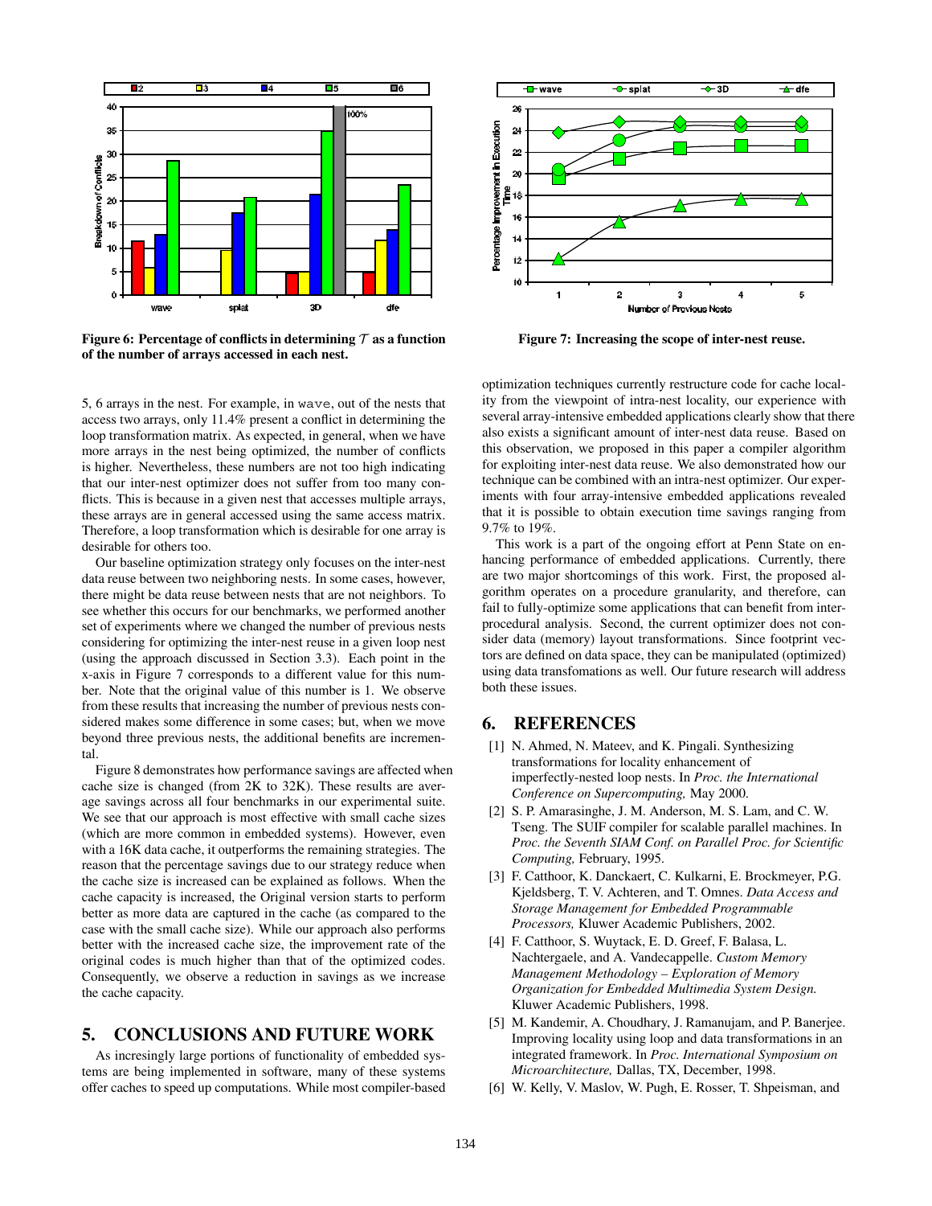■2 □3 ■4 ■5 ■6

Breakdown of Conflicts

40
35
30
25
20
15
10
5
0

100%

wave splat 3D dfe

**Figure 6: Percentage of conflicts in determining $\mathcal{T}$ as a function of the number of arrays accessed in each nest.**

wave splat 3D dfe

Percentage Improvement in Execution Time

26
24
22
20
18
16
14
12
10

1 2 3 4 5

Number of Previous Nests

**Figure 7: Increasing the scope of inter-nest reuse.**

5, 6 arrays in the nest. For example, in wave, out of the nests that access two arrays, only 11.4% present a conflict in determining the loop transformation matrix. As expected, in general, when we have more arrays in the nest being optimized, the number of conflicts is higher. Nevertheless, these numbers are not too high indicating that our inter-nest optimizer does not suffer from too many conflicts. This is because in a given nest that accesses multiple arrays, these arrays are in general accessed using the same access matrix. Therefore, a loop transformation which is desirable for one array is desirable for others too.

Our baseline optimization strategy only focuses on the inter-nest data reuse between two neighboring nests. In some cases, however, there might be data reuse between nests that are not neighbors. To see whether this occurs for our benchmarks, we performed another set of experiments where we changed the number of previous nests considering for optimizing the inter-nest reuse in a given loop nest (using the approach discussed in Section 3.3). Each point in the x-axis in Figure 7 corresponds to a different value for this number. Note that the original value of this number is 1. We observe from these results that increasing the number of previous nests considered makes some difference in some cases; but, when we move beyond three previous nests, the additional benefits are incremental.

Figure 8 demonstrates how performance savings are affected when cache size is changed (from 2K to 32K). These results are average savings across all four benchmarks in our experimental suite. We see that our approach is most effective with small cache sizes (which are more common in embedded systems). However, even with a 16K data cache, it outperforms the remaining strategies. The reason that the percentage savings due to our strategy reduce when the cache size is increased can be explained as follows. When the cache capacity is increased, the Original version starts to perform better as more data are captured in the cache (as compared to the case with the small cache size). While our approach also performs better with the increased cache size, the improvement rate of the original codes is much higher than that of the optimized codes. Consequently, we observe a reduction in savings as we increase the cache capacity.

## 5. CONCLUSIONS AND FUTURE WORK

As incresingly large portions of functionality of embedded systems are being implemented in software, many of these systems offer caches to speed up computations. While most compiler-based optimization techniques currently restructure code for cache locality from the viewpoint of intra-nest locality, our experience with several array-intensive embedded applications clearly show that there also exists a significant amount of inter-nest data reuse. Based on this observation, we proposed in this paper a compiler algorithm for exploiting inter-nest data reuse. We also demonstrated how our technique can be combined with an intra-nest optimizer. Our experiments with four array-intensive embedded applications revealed that it is possible to obtain execution time savings ranging from 9.7% to 19%.

This work is a part of the ongoing effort at Penn State on enhancing performance of embedded applications. Currently, there are two major shortcomings of this work. First, the proposed algorithm operates on a procedure granularity, and therefore, can fail to fully-optimize some applications that can benefit from interprocedural analysis. Second, the current optimizer does not consider data (memory) layout transformations. Since footprint vectors are defined on data space, they can be manipulated (optimized) using data transfomations as well. Our future research will address both these issues.

## 6. REFERENCES

[1] N. Ahmed, N. Mateev, and K. Pingali. Synthesizing transformations for locality enhancement of imperfectly-nested loop nests. In *Proc. the International Conference on Supercomputing,* May 2000.

[2] S. P. Amarasinghe, J. M. Anderson, M. S. Lam, and C. W. Tseng. The SUIF compiler for scalable parallel machines. In *Proc. the Seventh SIAM Conf. on Parallel Proc. for Scientific Computing,* February, 1995.

[3] F. Catthoor, K. Danckaert, C. Kulkarni, E. Brockmeyer, P.G. Kjeldsberg, T. V. Achteren, and T. Omnes. *Data Access and Storage Management for Embedded Programmable Processors,* Kluwer Academic Publishers, 2002.

[4] F. Catthoor, S. Wuytack, E. D. Greef, F. Balasa, L. Nachtergaele, and A. Vandecappelle. *Custom Memory Management Methodology – Exploration of Memory Organization for Embedded Multimedia System Design.* Kluwer Academic Publishers, 1998.

[5] M. Kandemir, A. Choudhary, J. Ramanujam, and P. Banerjee. Improving locality using loop and data transformations in an integrated framework. In *Proc. International Symposium on Microarchitecture,* Dallas, TX, December, 1998.

[6] W. Kelly, V. Maslov, W. Pugh, E. Rosser, T. Shpeisman, and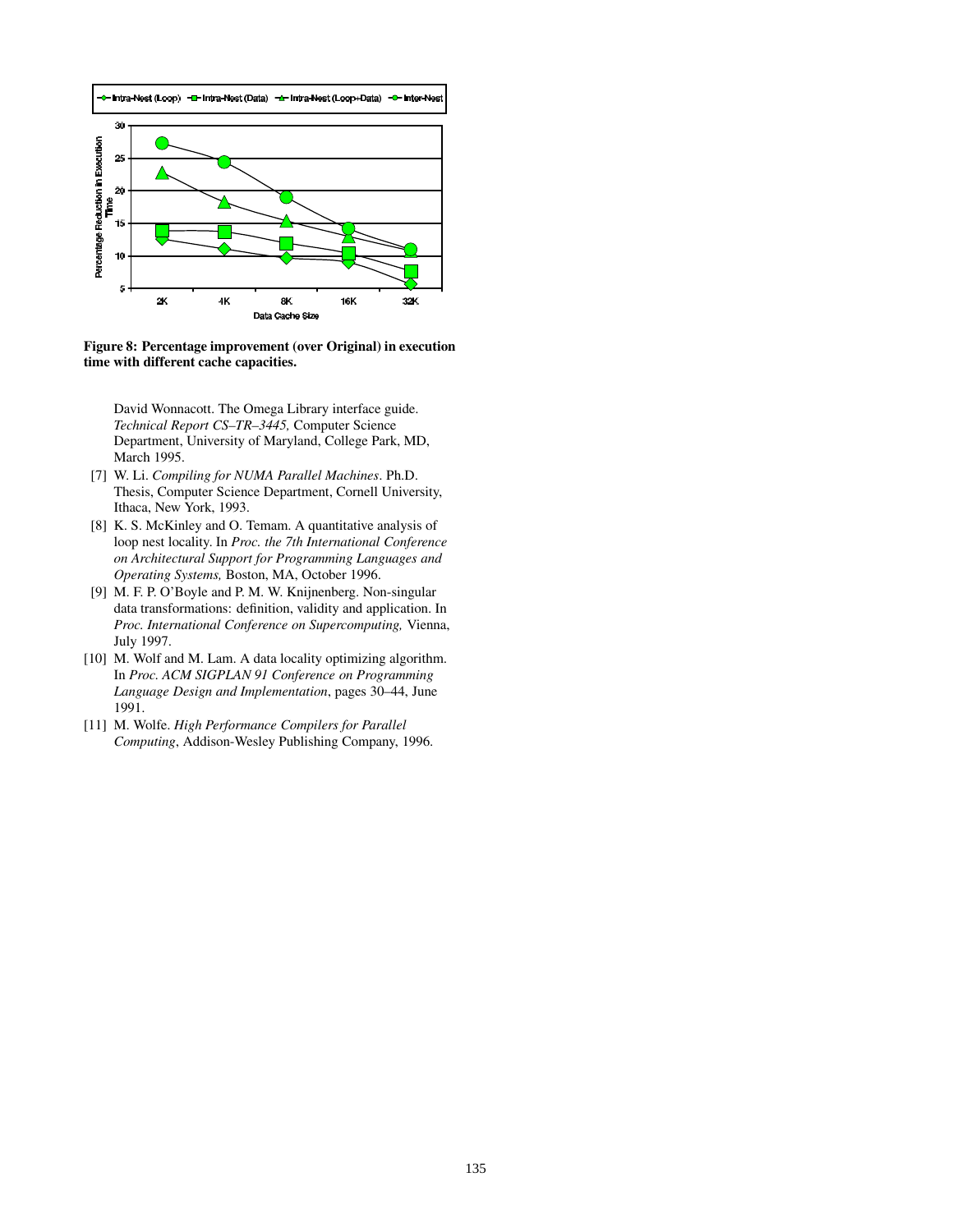Intra-Nest (Loop) Intra-Nest (Data) Intra-Nest (Loop+Data) Inter-Nest

Percentage Reduction in Execution Time

30
25
20
15
10
5

2K 4K 8K 16K 32K

Data Cache Size

**Figure 8: Percentage improvement (over Original) in execution time with different cache capacities.**

David Wonnacott. The Omega Library interface guide. *Technical Report CS–TR–3445,* Computer Science Department, University of Maryland, College Park, MD, March 1995.

[7] W. Li. *Compiling for NUMA Parallel Machines*. Ph.D. Thesis, Computer Science Department, Cornell University, Ithaca, New York, 1993.

[8] K. S. McKinley and O. Temam. A quantitative analysis of loop nest locality. In *Proc. the 7th International Conference on Architectural Support for Programming Languages and Operating Systems,* Boston, MA, October 1996.

[9] M. F. P. O'Boyle and P. M. W. Knijnenberg. Non-singular data transformations: definition, validity and application. In *Proc. International Conference on Supercomputing,* Vienna, July 1997.

[10] M. Wolf and M. Lam. A data locality optimizing algorithm. In *Proc. ACM SIGPLAN 91 Conference on Programming Language Design and Implementation*, pages 30–44, June 1991.

[11] M. Wolfe. *High Performance Compilers for Parallel Computing*, Addison-Wesley Publishing Company, 1996.